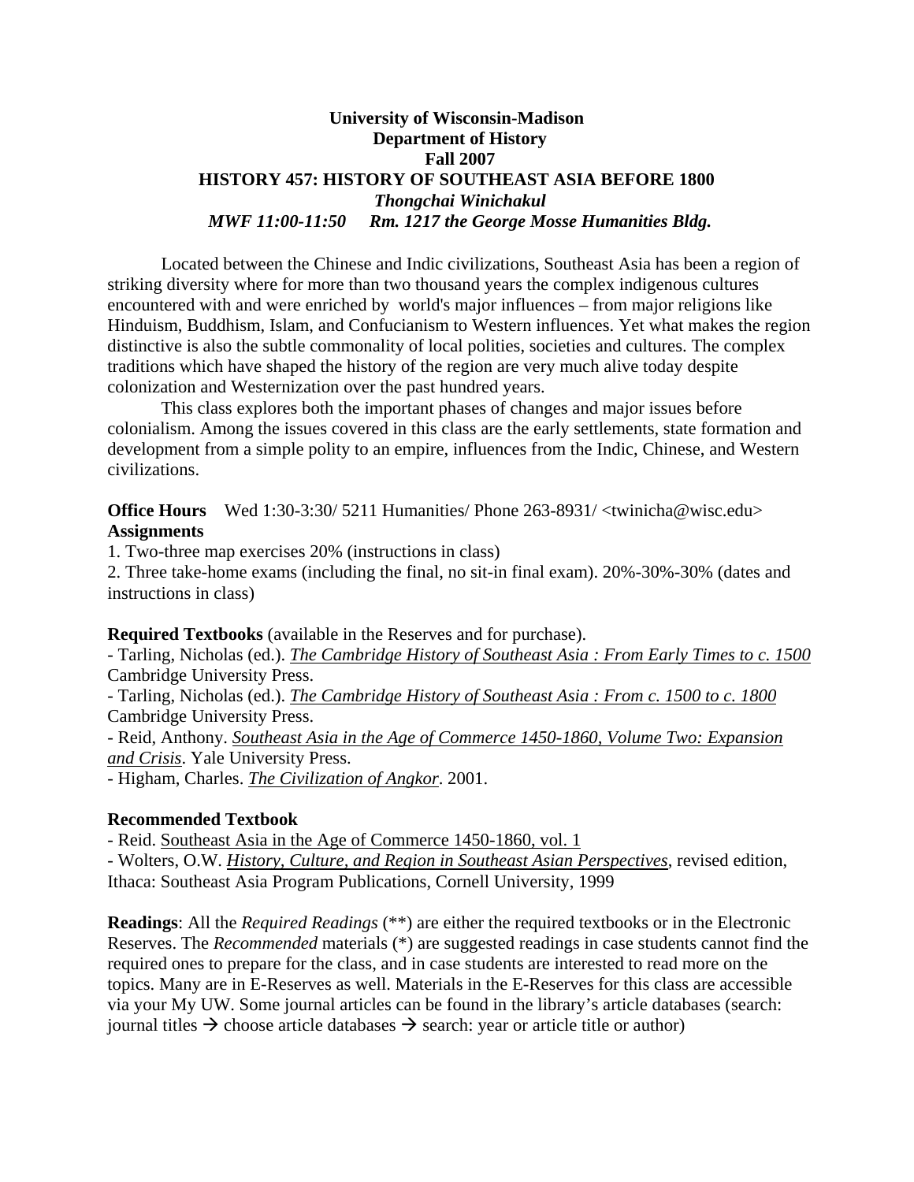**University of Wisconsin-Madison**
**Department of History**
**Fall 2007**

# HISTORY 457: HISTORY OF SOUTHEAST ASIA BEFORE 1800

***Thongchai Winichakul***
***MWF 11:00-11:50 Rm. 1217 the George Mosse Humanities Bldg.***

Located between the Chinese and Indic civilizations, Southeast Asia has been a region of striking diversity where for more than two thousand years the complex indigenous cultures encountered with and were enriched by world's major influences – from major religions like Hinduism, Buddhism, Islam, and Confucianism to Western influences. Yet what makes the region distinctive is also the subtle commonality of local polities, societies and cultures. The complex traditions which have shaped the history of the region are very much alive today despite colonization and Westernization over the past hundred years.

This class explores both the important phases of changes and major issues before colonialism. Among the issues covered in this class are the early settlements, state formation and development from a simple polity to an empire, influences from the Indic, Chinese, and Western civilizations.

**Office Hours** Wed 1:30-3:30/ 5211 Humanities/ Phone 263-8931/ <twinicha@wisc.edu>

**Assignments**

1. Two-three map exercises 20% (instructions in class)
2. Three take-home exams (including the final, no sit-in final exam). 20%-30%-30% (dates and instructions in class)

**Required Textbooks** (available in the Reserves and for purchase).

- Tarling, Nicholas (ed.). ***The Cambridge History of Southeast Asia : From Early Times to c. 1500*** Cambridge University Press.
- Tarling, Nicholas (ed.). ***The Cambridge History of Southeast Asia : From c. 1500 to c. 1800*** Cambridge University Press.
- Reid, Anthony. ***Southeast Asia in the Age of Commerce 1450-1860, Volume Two: Expansion and Crisis***. Yale University Press.
- Higham, Charles. ***The Civilization of Angkor***. 2001.

**Recommended Textbook**

- Reid. Southeast Asia in the Age of Commerce 1450-1860, vol. 1
- Wolters, O.W. ***History, Culture, and Region in Southeast Asian Perspectives***, revised edition, Ithaca: Southeast Asia Program Publications, Cornell University, 1999

**Readings**: All the *Required Readings* (**) are either the required textbooks or in the Electronic Reserves. The *Recommended* materials (*) are suggested readings in case students cannot find the required ones to prepare for the class, and in case students are interested to read more on the topics. Many are in E-Reserves as well. Materials in the E-Reserves for this class are accessible via your My UW. Some journal articles can be found in the library's article databases (search: journal titles → choose article databases → search: year or article title or author)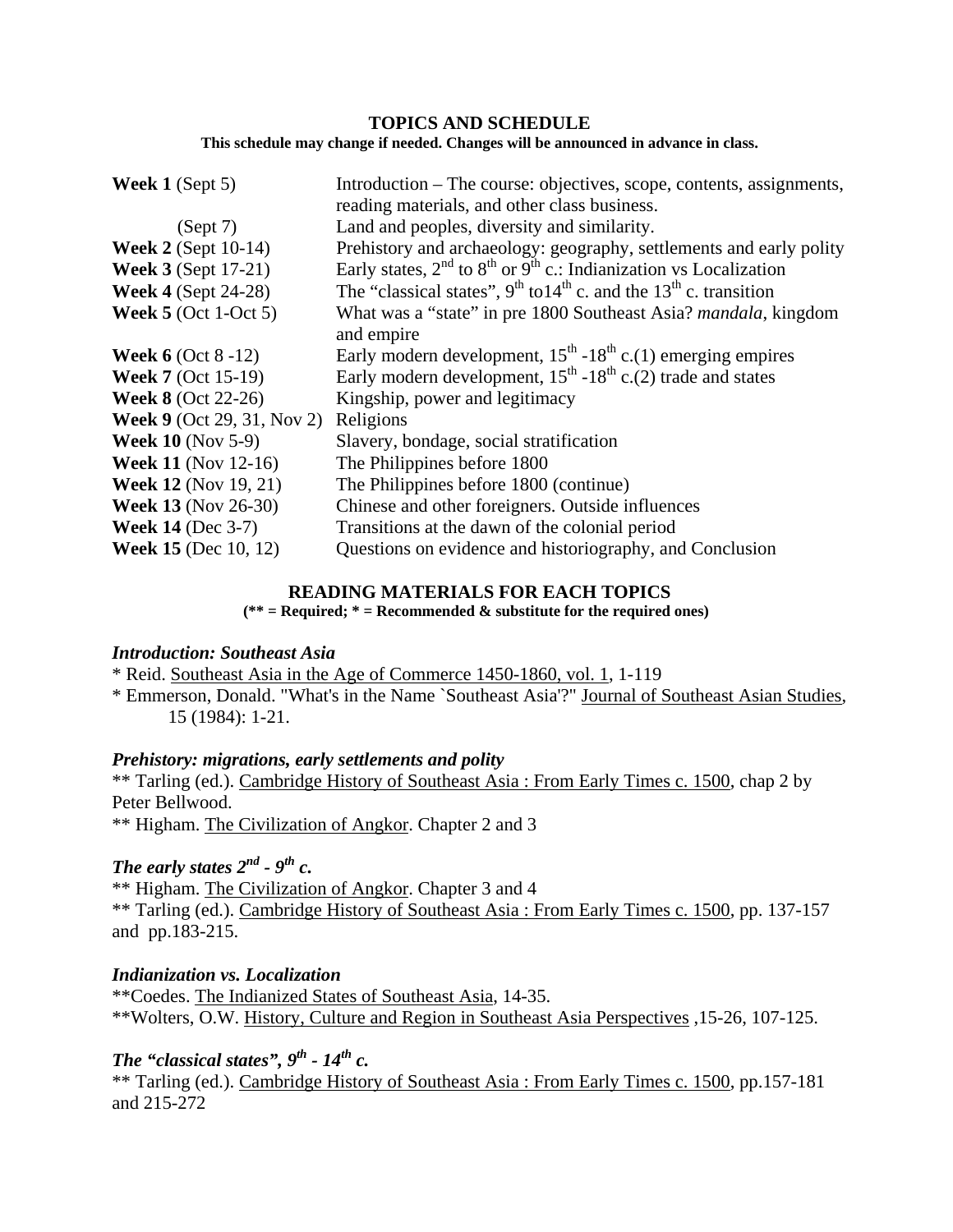## TOPICS AND SCHEDULE

**This schedule may change if needed. Changes will be announced in advance in class.**

| | |
|---|---|
| **Week 1** (Sept 5) | Introduction – The course: objectives, scope, contents, assignments, reading materials, and other class business. |
| (Sept 7) | Land and peoples, diversity and similarity. |
| **Week 2** (Sept 10-14) | Prehistory and archaeology: geography, settlements and early polity |
| **Week 3** (Sept 17-21) | Early states, 2nd to 8th or 9th c.: Indianization vs Localization |
| **Week 4** (Sept 24-28) | The "classical states", 9th to14th c. and the 13th c. transition |
| **Week 5** (Oct 1-Oct 5) | What was a "state" in pre 1800 Southeast Asia? *mandala*, kingdom and empire |
| **Week 6** (Oct 8 -12) | Early modern development, 15th -18th c.(1) emerging empires |
| **Week 7** (Oct 15-19) | Early modern development, 15th -18th c.(2) trade and states |
| **Week 8** (Oct 22-26) | Kingship, power and legitimacy |
| **Week 9** (Oct 29, 31, Nov 2) | Religions |
| **Week 10** (Nov 5-9) | Slavery, bondage, social stratification |
| **Week 11** (Nov 12-16) | The Philippines before 1800 |
| **Week 12** (Nov 19, 21) | The Philippines before 1800 (continue) |
| **Week 13** (Nov 26-30) | Chinese and other foreigners. Outside influences |
| **Week 14** (Dec 3-7) | Transitions at the dawn of the colonial period |
| **Week 15** (Dec 10, 12) | Questions on evidence and historiography, and Conclusion |

## READING MATERIALS FOR EACH TOPICS

**(** = Required; * = Recommended & substitute for the required ones)**

### *Introduction: Southeast Asia*

* Reid. Southeast Asia in the Age of Commerce 1450-1860, vol. 1, 1-119
* Emmerson, Donald. "What's in the Name `Southeast Asia'?" Journal of Southeast Asian Studies, 15 (1984): 1-21.

### *Prehistory: migrations, early settlements and polity*

** Tarling (ed.). Cambridge History of Southeast Asia : From Early Times c. 1500, chap 2 by Peter Bellwood.
** Higham. The Civilization of Angkor. Chapter 2 and 3

### *The early states 2nd - 9th c.*

** Higham. The Civilization of Angkor. Chapter 3 and 4
** Tarling (ed.). Cambridge History of Southeast Asia : From Early Times c. 1500, pp. 137-157 and pp.183-215.

### *Indianization vs. Localization*

**Coedes. The Indianized States of Southeast Asia, 14-35.
**Wolters, O.W. History, Culture and Region in Southeast Asia Perspectives ,15-26, 107-125.

### *The "classical states", 9th - 14th c.*

** Tarling (ed.). Cambridge History of Southeast Asia : From Early Times c. 1500, pp.157-181 and 215-272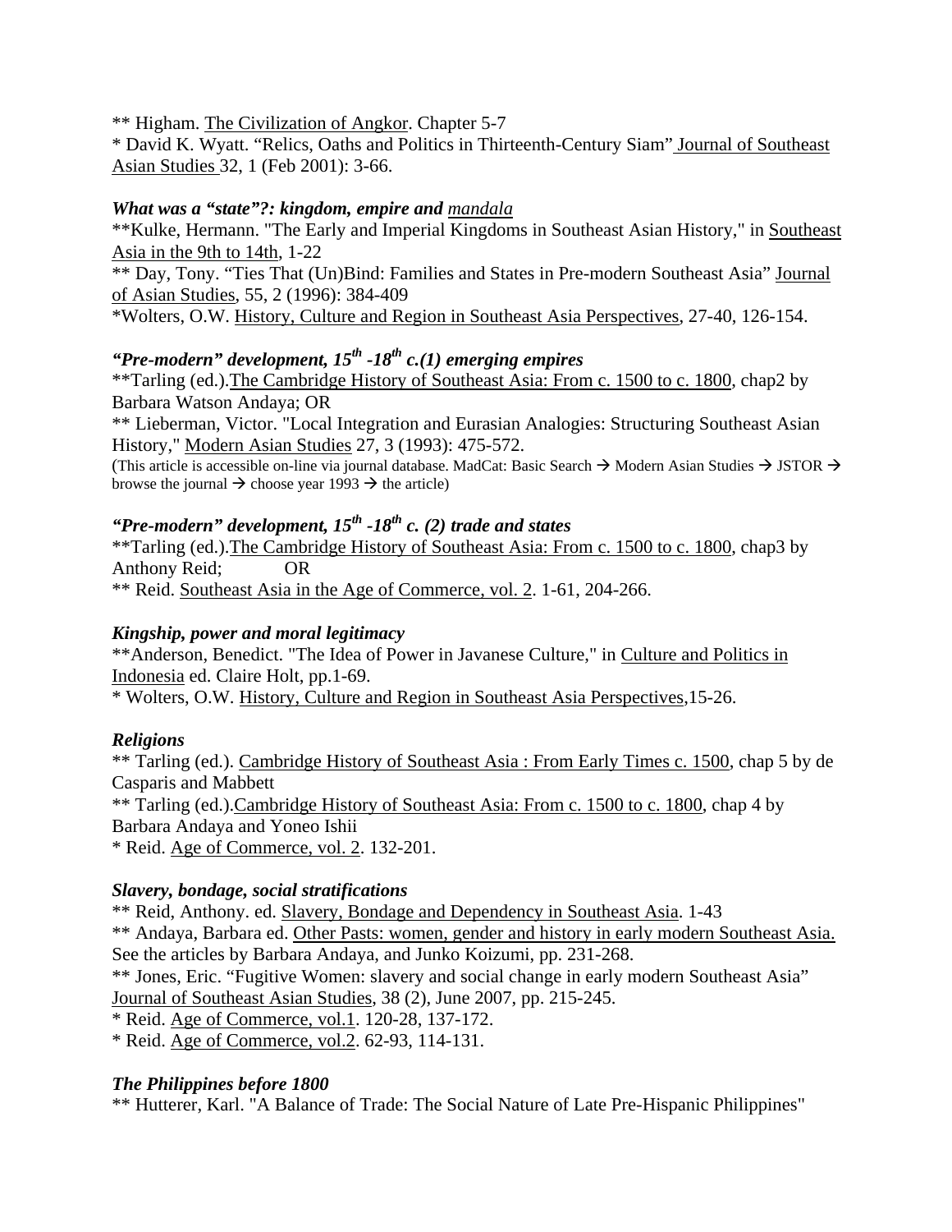** Higham. <u>The Civilization of Angkor</u>. Chapter 5-7
* David K. Wyatt. "Relics, Oaths and Politics in Thirteenth-Century Siam" <u>Journal of Southeast Asian Studies</u> 32, 1 (Feb 2001): 3-66.

***What was a "state"?: kingdom, empire and <u>mandala</u>***

**Kulke, Hermann. "The Early and Imperial Kingdoms in Southeast Asian History," in <u>Southeast Asia in the 9th to 14th</u>, 1-22
** Day, Tony. "Ties That (Un)Bind: Families and States in Pre-modern Southeast Asia" <u>Journal of Asian Studies</u>, 55, 2 (1996): 384-409
*Wolters, O.W. <u>History, Culture and Region in Southeast Asia Perspectives</u>, 27-40, 126-154.

***"Pre-modern" development, 15th -18th c.(1) emerging empires***

**Tarling (ed.).<u>The Cambridge History of Southeast Asia: From c. 1500 to c. 1800</u>, chap2 by Barbara Watson Andaya; OR
** Lieberman, Victor. "Local Integration and Eurasian Analogies: Structuring Southeast Asian History," <u>Modern Asian Studies</u> 27, 3 (1993): 475-572.
(This article is accessible on-line via journal database. MadCat: Basic Search → Modern Asian Studies → JSTOR → browse the journal → choose year 1993 → the article)

***"Pre-modern" development, 15th -18th c. (2) trade and states***

**Tarling (ed.).<u>The Cambridge History of Southeast Asia: From c. 1500 to c. 1800</u>, chap3 by Anthony Reid; OR
** Reid. <u>Southeast Asia in the Age of Commerce, vol. 2</u>. 1-61, 204-266.

***Kingship, power and moral legitimacy***

**Anderson, Benedict. "The Idea of Power in Javanese Culture," in <u>Culture and Politics in Indonesia</u> ed. Claire Holt, pp.1-69.
* Wolters, O.W. <u>History, Culture and Region in Southeast Asia Perspectives</u>,15-26.

***Religions***

** Tarling (ed.). <u>Cambridge History of Southeast Asia : From Early Times c. 1500</u>, chap 5 by de Casparis and Mabbett
** Tarling (ed.).<u>Cambridge History of Southeast Asia: From c. 1500 to c. 1800</u>, chap 4 by Barbara Andaya and Yoneo Ishii
* Reid. <u>Age of Commerce, vol. 2</u>. 132-201.

***Slavery, bondage, social stratifications***

** Reid, Anthony. ed. <u>Slavery, Bondage and Dependency in Southeast Asia</u>. 1-43
** Andaya, Barbara ed. <u>Other Pasts: women, gender and history in early modern Southeast Asia.</u> See the articles by Barbara Andaya, and Junko Koizumi, pp. 231-268.
** Jones, Eric. "Fugitive Women: slavery and social change in early modern Southeast Asia" <u>Journal of Southeast Asian Studies</u>, 38 (2), June 2007, pp. 215-245.
* Reid. <u>Age of Commerce, vol.1</u>. 120-28, 137-172.
* Reid. <u>Age of Commerce, vol.2</u>. 62-93, 114-131.

***The Philippines before 1800***

** Hutterer, Karl. "A Balance of Trade: The Social Nature of Late Pre-Hispanic Philippines"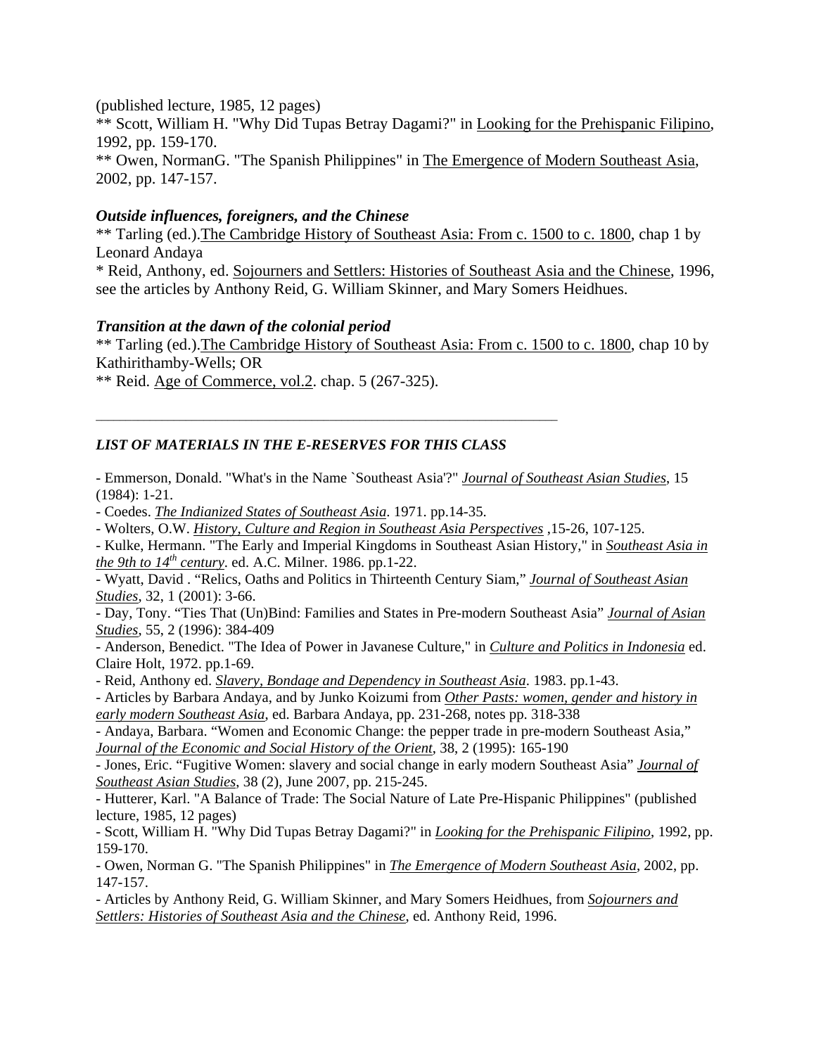(published lecture, 1985, 12 pages)
** Scott, William H. "Why Did Tupas Betray Dagami?" in Looking for the Prehispanic Filipino, 1992, pp. 159-170.
** Owen, NormanG. "The Spanish Philippines" in The Emergence of Modern Southeast Asia, 2002, pp. 147-157.

***Outside influences, foreigners, and the Chinese***
** Tarling (ed.).The Cambridge History of Southeast Asia: From c. 1500 to c. 1800, chap 1 by Leonard Andaya
* Reid, Anthony, ed. Sojourners and Settlers: Histories of Southeast Asia and the Chinese, 1996, see the articles by Anthony Reid, G. William Skinner, and Mary Somers Heidhues.

***Transition at the dawn of the colonial period***
** Tarling (ed.).The Cambridge History of Southeast Asia: From c. 1500 to c. 1800, chap 10 by Kathirithamby-Wells; OR
** Reid. Age of Commerce, vol.2. chap. 5 (267-325).

---

***LIST OF MATERIALS IN THE E-RESERVES FOR THIS CLASS***

- Emmerson, Donald. "What's in the Name `Southeast Asia'?" *Journal of Southeast Asian Studies*, 15 (1984): 1-21.
- Coedes. *The Indianized States of Southeast Asia*. 1971. pp.14-35.
- Wolters, O.W. *History, Culture and Region in Southeast Asia Perspectives* ,15-26, 107-125.
- Kulke, Hermann. "The Early and Imperial Kingdoms in Southeast Asian History," in *Southeast Asia in the 9th to 14th century*. ed. A.C. Milner. 1986. pp.1-22.
- Wyatt, David . "Relics, Oaths and Politics in Thirteenth Century Siam," *Journal of Southeast Asian Studies*, 32, 1 (2001): 3-66.
- Day, Tony. "Ties That (Un)Bind: Families and States in Pre-modern Southeast Asia" *Journal of Asian Studies*, 55, 2 (1996): 384-409
- Anderson, Benedict. "The Idea of Power in Javanese Culture," in *Culture and Politics in Indonesia* ed. Claire Holt, 1972. pp.1-69.
- Reid, Anthony ed. *Slavery, Bondage and Dependency in Southeast Asia*. 1983. pp.1-43.
- Articles by Barbara Andaya, and by Junko Koizumi from *Other Pasts: women, gender and history in early modern Southeast Asia*, ed. Barbara Andaya, pp. 231-268, notes pp. 318-338
- Andaya, Barbara. "Women and Economic Change: the pepper trade in pre-modern Southeast Asia," *Journal of the Economic and Social History of the Orient*, 38, 2 (1995): 165-190
- Jones, Eric. "Fugitive Women: slavery and social change in early modern Southeast Asia" *Journal of Southeast Asian Studies*, 38 (2), June 2007, pp. 215-245.
- Hutterer, Karl. "A Balance of Trade: The Social Nature of Late Pre-Hispanic Philippines" (published lecture, 1985, 12 pages)
- Scott, William H. "Why Did Tupas Betray Dagami?" in *Looking for the Prehispanic Filipino*, 1992, pp. 159-170.
- Owen, Norman G. "The Spanish Philippines" in *The Emergence of Modern Southeast Asia*, 2002, pp. 147-157.
- Articles by Anthony Reid, G. William Skinner, and Mary Somers Heidhues, from *Sojourners and Settlers: Histories of Southeast Asia and the Chinese*, ed. Anthony Reid, 1996.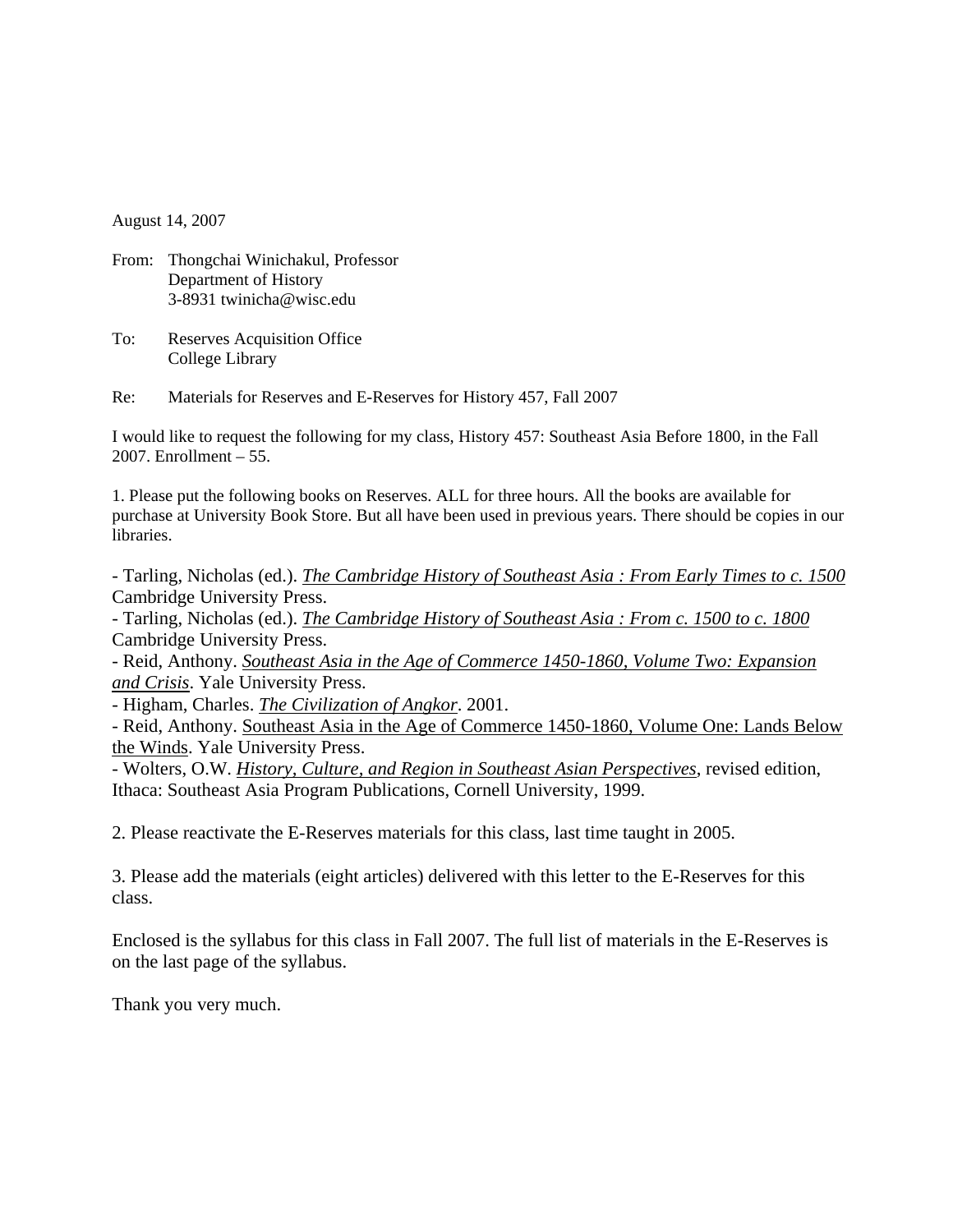August 14, 2007

From: Thongchai Winichakul, Professor
Department of History
3-8931 twinicha@wisc.edu

To: Reserves Acquisition Office
College Library

Re: Materials for Reserves and E-Reserves for History 457, Fall 2007

I would like to request the following for my class, History 457: Southeast Asia Before 1800, in the Fall 2007. Enrollment – 55.

1. Please put the following books on Reserves. ALL for three hours. All the books are available for purchase at University Book Store. But all have been used in previous years. There should be copies in our libraries.

- Tarling, Nicholas (ed.). *The Cambridge History of Southeast Asia : From Early Times to c. 1500* Cambridge University Press.
- Tarling, Nicholas (ed.). *The Cambridge History of Southeast Asia : From c. 1500 to c. 1800* Cambridge University Press.
- Reid, Anthony. *Southeast Asia in the Age of Commerce 1450-1860, Volume Two: Expansion and Crisis*. Yale University Press.
- Higham, Charles. *The Civilization of Angkor*. 2001.
- Reid, Anthony. Southeast Asia in the Age of Commerce 1450-1860, Volume One: Lands Below the Winds. Yale University Press.
- Wolters, O.W. *History, Culture, and Region in Southeast Asian Perspectives*, revised edition, Ithaca: Southeast Asia Program Publications, Cornell University, 1999.

2. Please reactivate the E-Reserves materials for this class, last time taught in 2005.

3. Please add the materials (eight articles) delivered with this letter to the E-Reserves for this class.

Enclosed is the syllabus for this class in Fall 2007. The full list of materials in the E-Reserves is on the last page of the syllabus.

Thank you very much.